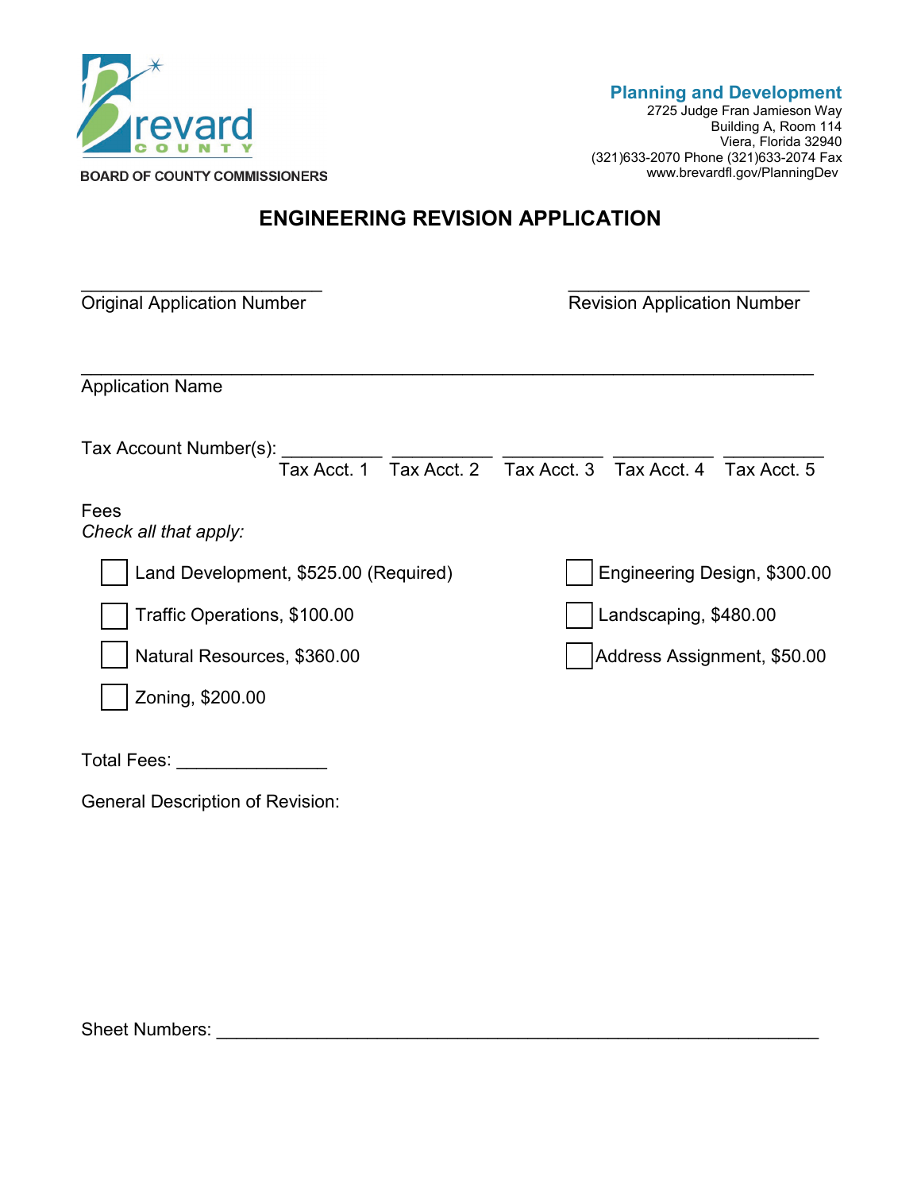Brevard County

BOARD OF COUNTY COMMISSIONERS

**Planning and Development**
2725 Judge Fran Jamieson Way
Building A, Room 114
Viera, Florida 32940
(321)633-2070 Phone (321)633-2074 Fax
www.brevardfl.gov/PlanningDev

# ENGINEERING REVISION APPLICATION

_________________________ Original Application Number

_________________________ Revision Application Number

_____________________________________________________________________________ Application Name

Tax Account Number(s): __________ Tax Acct. 1 __________ Tax Acct. 2 __________ Tax Acct. 3 __________ Tax Acct. 4 __________ Tax Acct. 5

Fees
*Check all that apply:*

- ☐ Land Development, $525.00 (Required)
- ☐ Traffic Operations, $100.00
- ☐ Natural Resources, $360.00
- ☐ Zoning, $200.00
- ☐ Engineering Design, $300.00
- ☐ Landscaping, $480.00
- ☐ Address Assignment, $50.00

Total Fees: _______________

General Description of Revision:

Sheet Numbers: _______________________________________________________________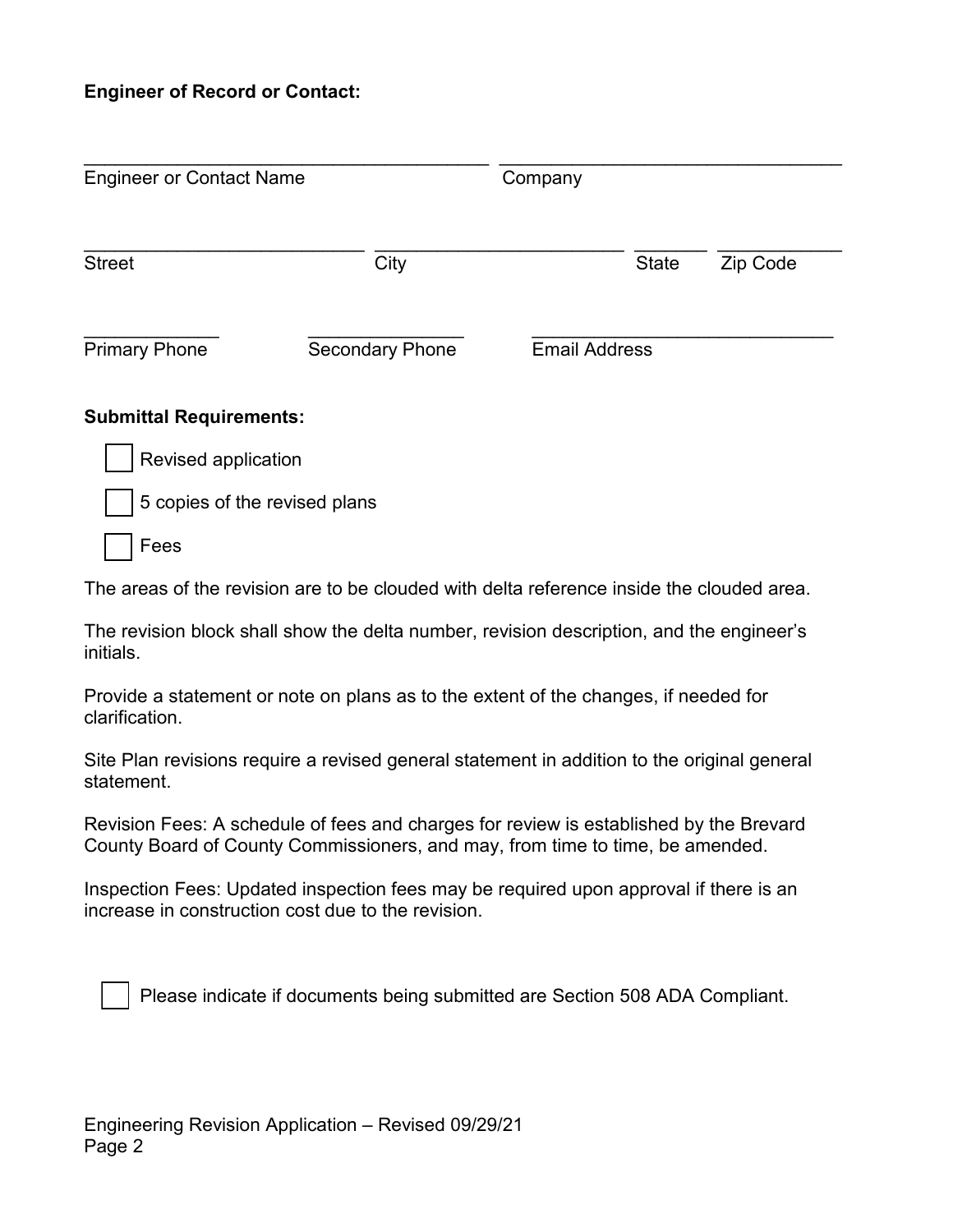**Engineer of Record or Contact:**

\_\_\_\_\_\_\_\_\_\_\_\_\_\_\_\_\_\_\_\_\_\_\_\_\_\_\_\_\_\_\_\_\_\_\_\_\_\_\_\_ \_\_\_\_\_\_\_\_\_\_\_\_\_\_\_\_\_\_\_\_\_\_\_\_\_\_\_\_\_\_\_\_\_\_\_
Engineer or Contact Name Company

\_\_\_\_\_\_\_\_\_\_\_\_\_\_\_\_\_\_\_\_\_\_\_\_\_\_\_\_\_ \_\_\_\_\_\_\_\_\_\_\_\_\_\_\_\_\_\_\_\_\_\_\_\_\_\_ \_\_\_\_\_\_\_ \_\_\_\_\_\_\_\_\_\_\_\_\_
Street City State Zip Code

\_\_\_\_\_\_\_\_\_\_\_\_\_\_ \_\_\_\_\_\_\_\_\_\_\_\_\_\_\_\_ \_\_\_\_\_\_\_\_\_\_\_\_\_\_\_\_\_\_\_\_\_\_\_\_\_\_\_\_\_\_\_
Primary Phone Secondary Phone Email Address

**Submittal Requirements:**

☐ Revised application

☐ 5 copies of the revised plans

☐ Fees

The areas of the revision are to be clouded with delta reference inside the clouded area.

The revision block shall show the delta number, revision description, and the engineer's initials.

Provide a statement or note on plans as to the extent of the changes, if needed for clarification.

Site Plan revisions require a revised general statement in addition to the original general statement.

Revision Fees: A schedule of fees and charges for review is established by the Brevard County Board of County Commissioners, and may, from time to time, be amended.

Inspection Fees: Updated inspection fees may be required upon approval if there is an increase in construction cost due to the revision.

☐ Please indicate if documents being submitted are Section 508 ADA Compliant.

Engineering Revision Application – Revised 09/29/21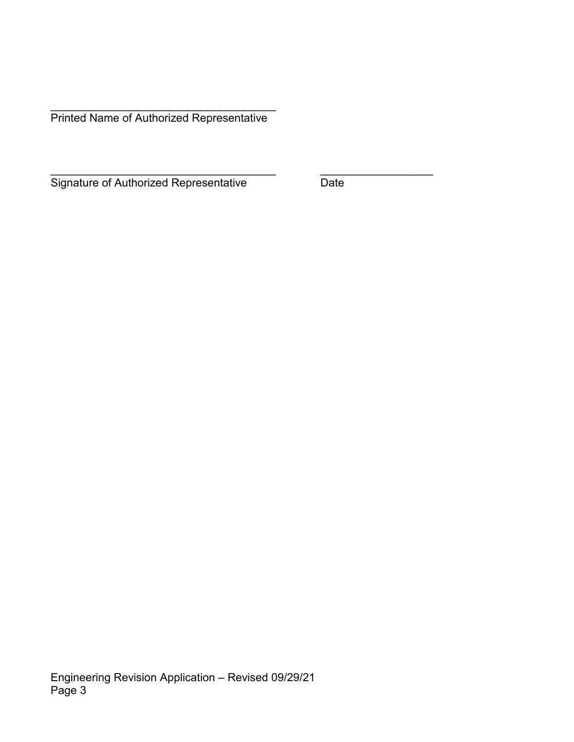\_\_\_\_\_\_\_\_\_\_\_\_\_\_\_\_\_\_\_\_\_\_\_\_\_\_\_\_\_\_\_\_\_\_\_\_\_\_
Printed Name of Authorized Representative

\_\_\_\_\_\_\_\_\_\_\_\_\_\_\_\_\_\_\_\_\_\_\_\_\_\_\_\_\_\_\_\_\_\_\_\_\_\_ \_\_\_\_\_\_\_\_\_\_\_\_\_\_\_\_\_\_\_
Signature of Authorized Representative Date

Engineering Revision Application – Revised 09/29/21